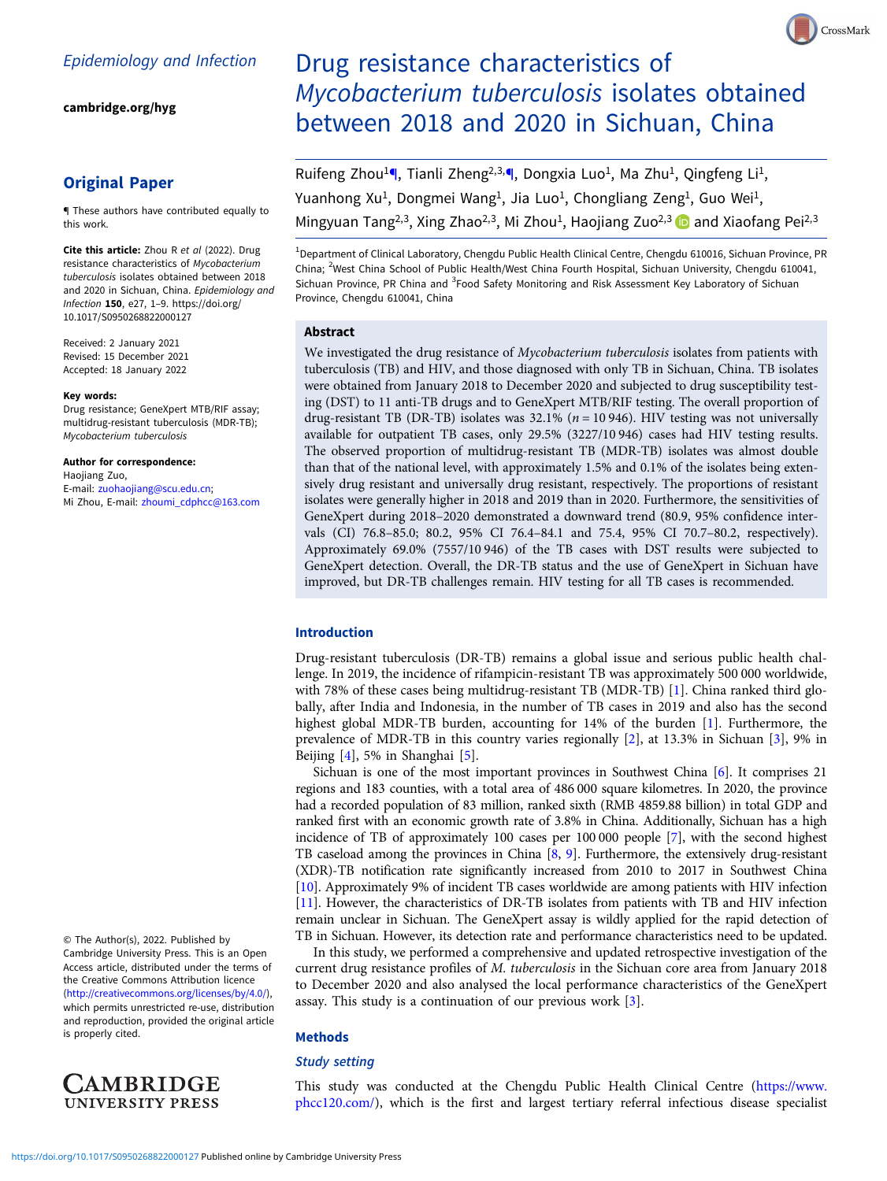Epidemiology and Infection

cambridge.org/hyg

## Original Paper

¶ These authors have contributed equally to this work.

**Cite this article:** Zhou R *et al* (2022). Drug resistance characteristics of *Mycobacterium tuberculosis* isolates obtained between 2018 and 2020 in Sichuan, China. *Epidemiology and Infection* **150**, e27, 1–9. https://doi.org/10.1017/S0950268822000127

Received: 2 January 2021
Revised: 15 December 2021
Accepted: 18 January 2022

**Key words:**
Drug resistance; GeneXpert MTB/RIF assay; multidrug-resistant tuberculosis (MDR-TB); *Mycobacterium tuberculosis*

**Author for correspondence:**
Haojiang Zuo,
E-mail: zuohaojiang@scu.edu.cn;
Mi Zhou, E-mail: zhoumi_cdphcc@163.com

© The Author(s), 2022. Published by Cambridge University Press. This is an Open Access article, distributed under the terms of the Creative Commons Attribution licence (http://creativecommons.org/licenses/by/4.0/), which permits unre-stricted re-use, distribution and reproduction, provided the original article is properly cited.

# Drug resistance characteristics of *Mycobacterium tuberculosis* isolates obtained between 2018 and 2020 in Sichuan, China

Ruifeng Zhou[1¶], Tianli Zheng[2,3,¶], Dongxia Luo[1], Ma Zhu[1], Qingfeng Li[1], Yuanhong Xu[1], Dongmei Wang[1], Jia Luo[1], Chongliang Zeng[1], Guo Wei[1], Mingyuan Tang[2,3], Xing Zhao[2,3], Mi Zhou[1], Haojiang Zuo[2,3] and Xiaofang Pei[2,3]

[1]Department of Clinical Laboratory, Chengdu Public Health Clinical Centre, Chengdu 610016, Sichuan Province, PR China; [2]West China School of Public Health/West China Fourth Hospital, Sichuan University, Chengdu 610041, Sichuan Province, PR China and [3]Food Safety Monitoring and Risk Assessment Key Laboratory of Sichuan Province, Chengdu 610041, China

## Abstract

We investigated the drug resistance of *Mycobacterium tuberculosis* isolates from patients with tuberculosis (TB) and HIV, and those diagnosed with only TB in Sichuan, China. TB isolates were obtained from January 2018 to December 2020 and subjected to drug susceptibility testing (DST) to 11 anti-TB drugs and to GeneXpert MTB/RIF testing. The overall proportion of drug-resistant TB (DR-TB) isolates was 32.1% ($n = 10\,946$). HIV testing was not universally available for outpatient TB cases, only 29.5% (3227/10 946) cases had HIV testing results. The observed proportion of multidrug-resistant TB (MDR-TB) isolates was almost double than that of the national level, with approximately 1.5% and 0.1% of the isolates being extensively drug resistant and universally drug resistant, respectively. The proportions of resistant isolates were generally higher in 2018 and 2019 than in 2020. Furthermore, the sensitivities of GeneXpert during 2018–2020 demonstrated a downward trend (80.9, 95% confidence intervals (CI) 76.8–85.0; 80.2, 95% CI 76.4–84.1 and 75.4, 95% CI 70.7–80.2, respectively). Approximately 69.0% (7557/10 946) of the TB cases with DST results were subjected to GeneXpert detection. Overall, the DR-TB status and the use of GeneXpert in Sichuan have improved, but DR-TB challenges remain. HIV testing for all TB cases is recommended.

## Introduction

Drug-resistant tuberculosis (DR-TB) remains a global issue and serious public health challenge. In 2019, the incidence of rifampicin-resistant TB was approximately 500 000 worldwide, with 78% of these cases being multidrug-resistant TB (MDR-TB) [1]. China ranked third globally, after India and Indonesia, in the number of TB cases in 2019 and also has the second highest global MDR-TB burden, accounting for 14% of the burden [1]. Furthermore, the prevalence of MDR-TB in this country varies regionally [2], at 13.3% in Sichuan [3], 9% in Beijing [4], 5% in Shanghai [5].

Sichuan is one of the most important provinces in Southwest China [6]. It comprises 21 regions and 183 counties, with a total area of 486 000 square kilometres. In 2020, the province had a recorded population of 83 million, ranked sixth (RMB 4859.88 billion) in total GDP and ranked first with an economic growth rate of 3.8% in China. Additionally, Sichuan has a high incidence of TB of approximately 100 cases per 100 000 people [7], with the second highest TB caseload among the provinces in China [8, 9]. Furthermore, the extensively drug-resistant (XDR)-TB notification rate significantly increased from 2010 to 2017 in Southwest China [10]. Approximately 9% of incident TB cases worldwide are among patients with HIV infection [11]. However, the characteristics of DR-TB isolates from patients with TB and HIV infection remain unclear in Sichuan. The GeneXpert assay is wildly applied for the rapid detection of TB in Sichuan. However, its detection rate and performance characteristics need to be updated.

In this study, we performed a comprehensive and updated retrospective investigation of the current drug resistance profiles of *M. tuberculosis* in the Sichuan core area from January 2018 to December 2020 and also analysed the local performance characteristics of the GeneXpert assay. This study is a continuation of our previous work [3].

## Methods

### Study setting

This study was conducted at the Chengdu Public Health Clinical Centre (https://www.phcc120.com/), which is the first and largest tertiary referral infectious disease specialist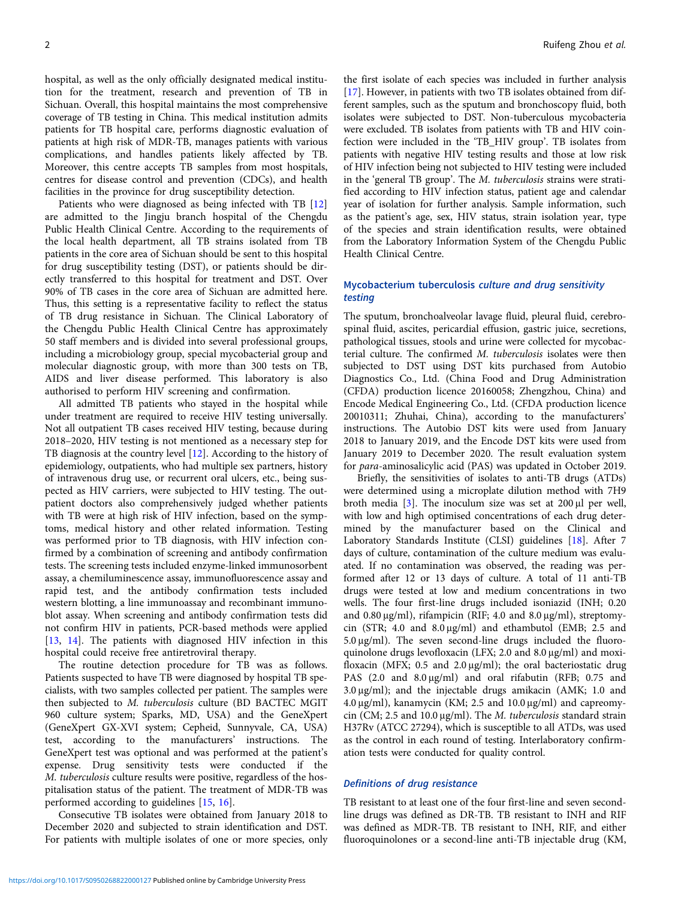hospital, as well as the only officially designated medical institution for the treatment, research and prevention of TB in Sichuan. Overall, this hospital maintains the most comprehensive coverage of TB testing in China. This medical institution admits patients for TB hospital care, performs diagnostic evaluation of patients at high risk of MDR-TB, manages patients with various complications, and handles patients likely affected by TB. Moreover, this centre accepts TB samples from most hospitals, centres for disease control and prevention (CDCs), and health facilities in the province for drug susceptibility detection.

Patients who were diagnosed as being infected with TB [12] are admitted to the Jingju branch hospital of the Chengdu Public Health Clinical Centre. According to the requirements of the local health department, all TB strains isolated from TB patients in the core area of Sichuan should be sent to this hospital for drug susceptibility testing (DST), or patients should be directly transferred to this hospital for treatment and DST. Over 90% of TB cases in the core area of Sichuan are admitted here. Thus, this setting is a representative facility to reflect the status of TB drug resistance in Sichuan. The Clinical Laboratory of the Chengdu Public Health Clinical Centre has approximately 50 staff members and is divided into several professional groups, including a microbiology group, special mycobacterial group and molecular diagnostic group, with more than 300 tests on TB, AIDS and liver disease performed. This laboratory is also authorised to perform HIV screening and confirmation.

All admitted TB patients who stayed in the hospital while under treatment are required to receive HIV testing universally. Not all outpatient TB cases received HIV testing, because during 2018–2020, HIV testing is not mentioned as a necessary step for TB diagnosis at the country level [12]. According to the history of epidemiology, outpatients, who had multiple sex partners, history of intravenous drug use, or recurrent oral ulcers, etc., being suspected as HIV carriers, were subjected to HIV testing. The outpatient doctors also comprehensively judged whether patients with TB were at high risk of HIV infection, based on the symptoms, medical history and other related information. Testing was performed prior to TB diagnosis, with HIV infection confirmed by a combination of screening and antibody confirmation tests. The screening tests included enzyme-linked immunosorbent assay, a chemiluminescence assay, immunofluorescence assay and rapid test, and the antibody confirmation tests included western blotting, a line immunoassay and recombinant immunoblot assay. When screening and antibody confirmation tests did not confirm HIV in patients, PCR-based methods were applied [13, 14]. The patients with diagnosed HIV infection in this hospital could receive free antiretroviral therapy.

The routine detection procedure for TB was as follows. Patients suspected to have TB were diagnosed by hospital TB specialists, with two samples collected per patient. The samples were then subjected to *M. tuberculosis* culture (BD BACTEC MGIT 960 culture system; Sparks, MD, USA) and the GeneXpert (GeneXpert GX-XVI system; Cepheid, Sunnyvale, CA, USA) test, according to the manufacturers' instructions. The GeneXpert test was optional and was performed at the patient's expense. Drug sensitivity tests were conducted if the *M. tuberculosis* culture results were positive, regardless of the hospitalisation status of the patient. The treatment of MDR-TB was performed according to guidelines [15, 16].

Consecutive TB isolates were obtained from January 2018 to December 2020 and subjected to strain identification and DST. For patients with multiple isolates of one or more species, only the first isolate of each species was included in further analysis [17]. However, in patients with two TB isolates obtained from different samples, such as the sputum and bronchoscopy fluid, both isolates were subjected to DST. Non-tuberculous mycobacteria were excluded. TB isolates from patients with TB and HIV coinfection were included in the 'TB_HIV group'. TB isolates from patients with negative HIV testing results and those at low risk of HIV infection being not subjected to HIV testing were included in the 'general TB group'. The *M. tuberculosis* strains were stratified according to HIV infection status, patient age and calendar year of isolation for further analysis. Sample information, such as the patient's age, sex, HIV status, strain isolation year, type of the species and strain identification results, were obtained from the Laboratory Information System of the Chengdu Public Health Clinical Centre.

### *Mycobacterium tuberculosis* culture and drug sensitivity testing

The sputum, bronchoalveolar lavage fluid, pleural fluid, cerebrospinal fluid, ascites, pericardial effusion, gastric juice, secretions, pathological tissues, stools and urine were collected for mycobacterial culture. The confirmed *M. tuberculosis* isolates were then subjected to DST using DST kits purchased from Autobio Diagnostics Co., Ltd. (China Food and Drug Administration (CFDA) production licence 20160058; Zhengzhou, China) and Encode Medical Engineering Co., Ltd. (CFDA production licence 20010311; Zhuhai, China), according to the manufacturers' instructions. The Autobio DST kits were used from January 2018 to January 2019, and the Encode DST kits were used from January 2019 to December 2020. The result evaluation system for *para*-aminosalicylic acid (PAS) was updated in October 2019.

Briefly, the sensitivities of isolates to anti-TB drugs (ATDs) were determined using a microplate dilution method with 7H9 broth media [3]. The inoculum size was set at 200 μl per well, with low and high optimised concentrations of each drug determined by the manufacturer based on the Clinical and Laboratory Standards Institute (CLSI) guidelines [18]. After 7 days of culture, contamination of the culture medium was evaluated. If no contamination was observed, the reading was performed after 12 or 13 days of culture. A total of 11 anti-TB drugs were tested at low and medium concentrations in two wells. The four first-line drugs included isoniazid (INH; 0.20 and 0.80 μg/ml), rifampicin (RIF; 4.0 and 8.0 μg/ml), streptomycin (STR; 4.0 and 8.0 μg/ml) and ethambutol (EMB; 2.5 and 5.0 μg/ml). The seven second-line drugs included the fluoroquinolone drugs levofloxacin (LFX; 2.0 and 8.0 μg/ml) and moxifloxacin (MFX; 0.5 and 2.0 μg/ml); the oral bacteriostatic drug PAS (2.0 and 8.0 μg/ml) and oral rifabutin (RFB; 0.75 and 3.0 μg/ml); and the injectable drugs amikacin (AMK; 1.0 and 4.0 μg/ml), kanamycin (KM; 2.5 and 10.0 μg/ml) and capreomycin (CM; 2.5 and 10.0 μg/ml). The *M. tuberculosis* standard strain H37Rv (ATCC 27294), which is susceptible to all ATDs, was used as the control in each round of testing. Interlaboratory confirmation tests were conducted for quality control.

### Definitions of drug resistance

TB resistant to at least one of the four first-line and seven second-line drugs was defined as DR-TB. TB resistant to INH and RIF was defined as MDR-TB. TB resistant to INH, RIF, and either fluoroquinolones or a second-line anti-TB injectable drug (KM,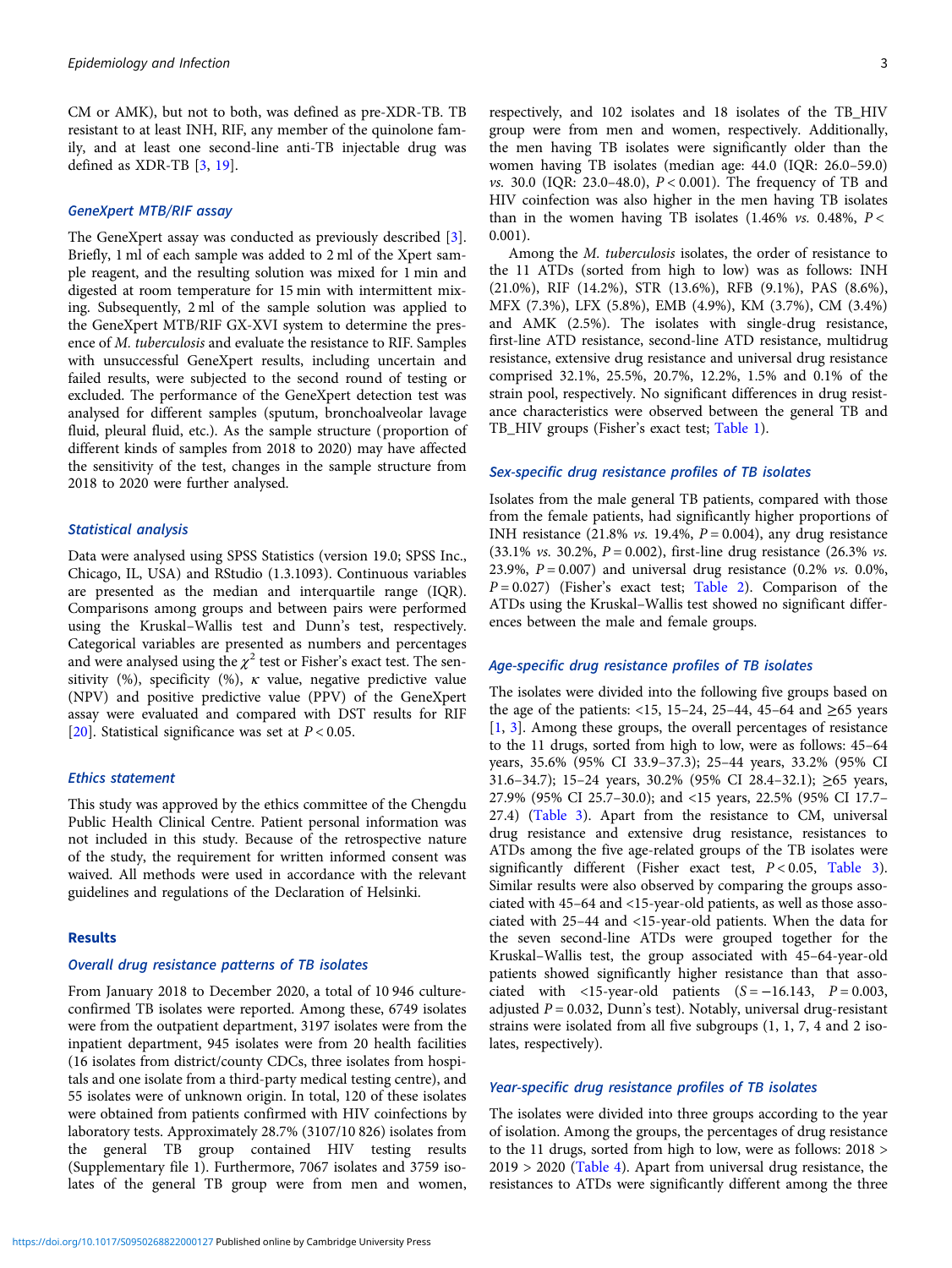CM or AMK), but not to both, was defined as pre-XDR-TB. TB resistant to at least INH, RIF, any member of the quinolone family, and at least one second-line anti-TB injectable drug was defined as XDR-TB [3, 19].

### GeneXpert MTB/RIF assay

The GeneXpert assay was conducted as previously described [3]. Briefly, 1 ml of each sample was added to 2 ml of the Xpert sample reagent, and the resulting solution was mixed for 1 min and digested at room temperature for 15 min with intermittent mixing. Subsequently, 2 ml of the sample solution was applied to the GeneXpert MTB/RIF GX-XVI system to determine the presence of *M. tuberculosis* and evaluate the resistance to RIF. Samples with unsuccessful GeneXpert results, including uncertain and failed results, were subjected to the second round of testing or excluded. The performance of the GeneXpert detection test was analysed for different samples (sputum, bronchoalveolar lavage fluid, pleural fluid, etc.). As the sample structure (proportion of different kinds of samples from 2018 to 2020) may have affected the sensitivity of the test, changes in the sample structure from 2018 to 2020 were further analysed.

### Statistical analysis

Data were analysed using SPSS Statistics (version 19.0; SPSS Inc., Chicago, IL, USA) and RStudio (1.3.1093). Continuous variables are presented as the median and interquartile range (IQR). Comparisons among groups and between pairs were performed using the Kruskal–Wallis test and Dunn's test, respectively. Categorical variables are presented as numbers and percentages and were analysed using the $\chi^2$ test or Fisher's exact test. The sensitivity (%), specificity (%), $\kappa$ value, negative predictive value (NPV) and positive predictive value (PPV) of the GeneXpert assay were evaluated and compared with DST results for RIF [20]. Statistical significance was set at $P < 0.05$.

### Ethics statement

This study was approved by the ethics committee of the Chengdu Public Health Clinical Centre. Patient personal information was not included in this study. Because of the retrospective nature of the study, the requirement for written informed consent was waived. All methods were used in accordance with the relevant guidelines and regulations of the Declaration of Helsinki.

## Results

### Overall drug resistance patterns of TB isolates

From January 2018 to December 2020, a total of 10 946 culture-confirmed TB isolates were reported. Among these, 6749 isolates were from the outpatient department, 3197 isolates were from the inpatient department, 945 isolates were from 20 health facilities (16 isolates from district/county CDCs, three isolates from hospitals and one isolate from a third-party medical testing centre), and 55 isolates were of unknown origin. In total, 120 of these isolates were obtained from patients confirmed with HIV coinfections by laboratory tests. Approximately 28.7% (3107/10 826) isolates from the general TB group contained HIV testing results (Supplementary file 1). Furthermore, 7067 isolates and 3759 isolates of the general TB group were from men and women, respectively, and 102 isolates and 18 isolates of the TB_HIV group were from men and women, respectively. Additionally, the men having TB isolates were significantly older than the women having TB isolates (median age: 44.0 (IQR: 26.0–59.0) *vs.* 30.0 (IQR: 23.0–48.0), $P < 0.001$). The frequency of TB and HIV coinfection was also higher in the men having TB isolates than in the women having TB isolates (1.46% *vs.* 0.48%, $P < 0.001$).

Among the *M. tuberculosis* isolates, the order of resistance to the 11 ATDs (sorted from high to low) was as follows: INH (21.0%), RIF (14.2%), STR (13.6%), RFB (9.1%), PAS (8.6%), MFX (7.3%), LFX (5.8%), EMB (4.9%), KM (3.7%), CM (3.4%) and AMK (2.5%). The isolates with single-drug resistance, first-line ATD resistance, second-line ATD resistance, multidrug resistance, extensive drug resistance and universal drug resistance comprised 32.1%, 25.5%, 20.7%, 12.2%, 1.5% and 0.1% of the strain pool, respectively. No significant differences in drug resistance characteristics were observed between the general TB and TB_HIV groups (Fisher's exact test; Table 1).

### Sex-specific drug resistance profiles of TB isolates

Isolates from the male general TB patients, compared with those from the female patients, had significantly higher proportions of INH resistance (21.8% *vs.* 19.4%, $P = 0.004$), any drug resistance (33.1% *vs.* 30.2%, $P = 0.002$), first-line drug resistance (26.3% *vs.* 23.9%, $P = 0.007$) and universal drug resistance (0.2% *vs.* 0.0%, $P = 0.027$) (Fisher's exact test; Table 2). Comparison of the ATDs using the Kruskal–Wallis test showed no significant differences between the male and female groups.

### Age-specific drug resistance profiles of TB isolates

The isolates were divided into the following five groups based on the age of the patients: <15, 15–24, 25–44, 45–64 and ≥65 years [1, 3]. Among these groups, the overall percentages of resistance to the 11 drugs, sorted from high to low, were as follows: 45–64 years, 35.6% (95% CI 33.9–37.3); 25–44 years, 33.2% (95% CI 31.6–34.7); 15–24 years, 30.2% (95% CI 28.4–32.1); ≥65 years, 27.9% (95% CI 25.7–30.0); and <15 years, 22.5% (95% CI 17.7–27.4) (Table 3). Apart from the resistance to CM, universal drug resistance and extensive drug resistance, resistances to ATDs among the five age-related groups of the TB isolates were significantly different (Fisher exact test, $P < 0.05$, Table 3). Similar results were also observed by comparing the groups associated with 45–64 and <15-year-old patients, as well as those associated with 25–44 and <15-year-old patients. When the data for the seven second-line ATDs were grouped together for the Kruskal–Wallis test, the group associated with 45–64-year-old patients showed significantly higher resistance than that associated with <15-year-old patients ($S = -16.143$, $P = 0.003$, adjusted $P = 0.032$, Dunn's test). Notably, universal drug-resistant strains were isolated from all five subgroups (1, 1, 7, 4 and 2 isolates, respectively).

### Year-specific drug resistance profiles of TB isolates

The isolates were divided into three groups according to the year of isolation. Among the groups, the percentages of drug resistance to the 11 drugs, sorted from high to low, were as follows: 2018 > 2019 > 2020 (Table 4). Apart from universal drug resistance, the resistances to ATDs were significantly different among the three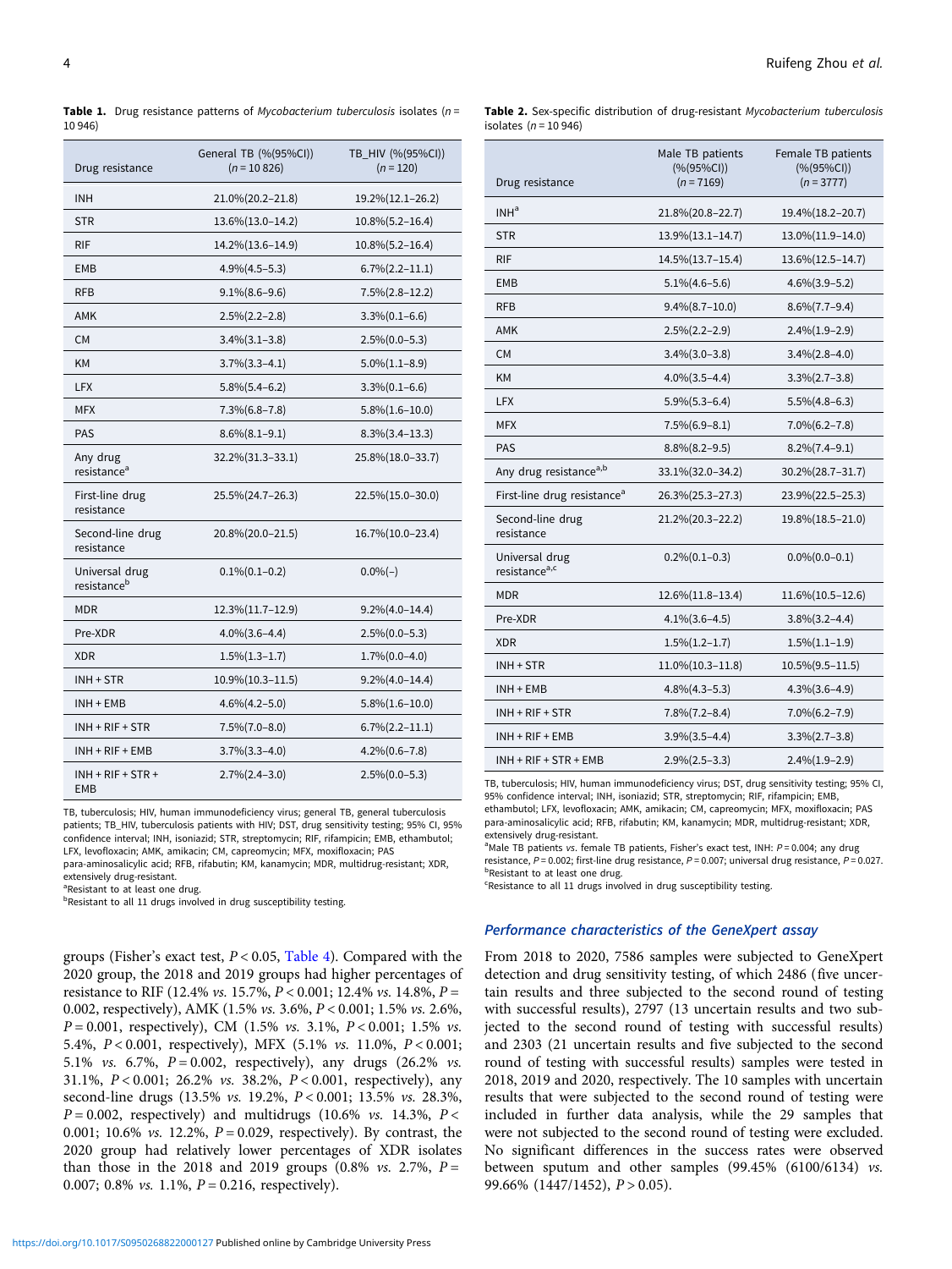**Table 1.** Drug resistance patterns of *Mycobacterium tuberculosis* isolates ($n$ = 10 946)

| Drug resistance | General TB (%(95%CI)) ($n$ = 10 826) | TB_HIV (%(95%CI)) ($n$ = 120) |
|---|---|---|
| INH | 21.0%(20.2–21.8) | 19.2%(12.1–26.2) |
| STR | 13.6%(13.0–14.2) | 10.8%(5.2–16.4) |
| RIF | 14.2%(13.6–14.9) | 10.8%(5.2–16.4) |
| EMB | 4.9%(4.5–5.3) | 6.7%(2.2–11.1) |
| RFB | 9.1%(8.6–9.6) | 7.5%(2.8–12.2) |
| AMK | 2.5%(2.2–2.8) | 3.3%(0.1–6.6) |
| CM | 3.4%(3.1–3.8) | 2.5%(0.0–5.3) |
| KM | 3.7%(3.3–4.1) | 5.0%(1.1–8.9) |
| LFX | 5.8%(5.4–6.2) | 3.3%(0.1–6.6) |
| MFX | 7.3%(6.8–7.8) | 5.8%(1.6–10.0) |
| PAS | 8.6%(8.1–9.1) | 8.3%(3.4–13.3) |
| Any drug resistance[a] | 32.2%(31.3–33.1) | 25.8%(18.0–33.7) |
| First-line drug resistance | 25.5%(24.7–26.3) | 22.5%(15.0–30.0) |
| Second-line drug resistance | 20.8%(20.0–21.5) | 16.7%(10.0–23.4) |
| Universal drug resistance[b] | 0.1%(0.1–0.2) | 0.0%(–) |
| MDR | 12.3%(11.7–12.9) | 9.2%(4.0–14.4) |
| Pre-XDR | 4.0%(3.6–4.4) | 2.5%(0.0–5.3) |
| XDR | 1.5%(1.3–1.7) | 1.7%(0.0–4.0) |
| INH + STR | 10.9%(10.3–11.5) | 9.2%(4.0–14.4) |
| INH + EMB | 4.6%(4.2–5.0) | 5.8%(1.6–10.0) |
| INH + RIF + STR | 7.5%(7.0–8.0) | 6.7%(2.2–11.1) |
| INH + RIF + EMB | 3.7%(3.3–4.0) | 4.2%(0.6–7.8) |
| INH + RIF + STR + EMB | 2.7%(2.4–3.0) | 2.5%(0.0–5.3) |

TB, tuberculosis; HIV, human immunodeficiency virus; general TB, general tuberculosis patients; TB_HIV, tuberculosis patients with HIV; DST, drug sensitivity testing; 95% CI, 95% confidence interval; INH, isoniazid; STR, streptomycin; RIF, rifampicin; EMB, ethambutol; LFX, levofloxacin; AMK, amikacin; CM, capreomycin; MFX, moxifloxacin; PAS para-aminosalicylic acid; RFB, rifabutin; KM, kanamycin; MDR, multidrug-resistant; XDR, extensively drug-resistant.
[a]Resistant to at least one drug.
[b]Resistant to all 11 drugs involved in drug susceptibility testing.

**Table 2.** Sex-specific distribution of drug-resistant *Mycobacterium tuberculosis* isolates ($n$ = 10 946)

| Drug resistance | Male TB patients (%(95%CI)) ($n$ = 7169) | Female TB patients (%(95%CI)) ($n$ = 3777) |
|---|---|---|
| INH[a] | 21.8%(20.8–22.7) | 19.4%(18.2–20.7) |
| STR | 13.9%(13.1–14.7) | 13.0%(11.9–14.0) |
| RIF | 14.5%(13.7–15.4) | 13.6%(12.5–14.7) |
| EMB | 5.1%(4.6–5.6) | 4.6%(3.9–5.2) |
| RFB | 9.4%(8.7–10.0) | 8.6%(7.7–9.4) |
| AMK | 2.5%(2.2–2.9) | 2.4%(1.9–2.9) |
| CM | 3.4%(3.0–3.8) | 3.4%(2.8–4.0) |
| KM | 4.0%(3.5–4.4) | 3.3%(2.7–3.8) |
| LFX | 5.9%(5.3–6.4) | 5.5%(4.8–6.3) |
| MFX | 7.5%(6.9–8.1) | 7.0%(6.2–7.8) |
| PAS | 8.8%(8.2–9.5) | 8.2%(7.4–9.1) |
| Any drug resistance[a,b] | 33.1%(32.0–34.2) | 30.2%(28.7–31.7) |
| First-line drug resistance[a] | 26.3%(25.3–27.3) | 23.9%(22.5–25.3) |
| Second-line drug resistance | 21.2%(20.3–22.2) | 19.8%(18.5–21.0) |
| Universal drug resistance[a,c] | 0.2%(0.1–0.3) | 0.0%(0.0–0.1) |
| MDR | 12.6%(11.8–13.4) | 11.6%(10.5–12.6) |
| Pre-XDR | 4.1%(3.6–4.5) | 3.8%(3.2–4.4) |
| XDR | 1.5%(1.2–1.7) | 1.5%(1.1–1.9) |
| INH + STR | 11.0%(10.3–11.8) | 10.5%(9.5–11.5) |
| INH + EMB | 4.8%(4.3–5.3) | 4.3%(3.6–4.9) |
| INH + RIF + STR | 7.8%(7.2–8.4) | 7.0%(6.2–7.9) |
| INH + RIF + EMB | 3.9%(3.5–4.4) | 3.3%(2.7–3.8) |
| INH + RIF + STR + EMB | 2.9%(2.5–3.3) | 2.4%(1.9–2.9) |

TB, tuberculosis; HIV, human immunodeficiency virus; DST, drug sensitivity testing; 95% CI, 95% confidence interval; INH, isoniazid; STR, streptomycin; RIF, rifampicin; EMB, ethambutol; LFX, levofloxacin; AMK, amikacin; CM, capreomycin; MFX, moxifloxacin; PAS para-aminosalicylic acid; RFB, rifabutin; KM, kanamycin; MDR, multidrug-resistant; XDR, extensively drug-resistant.
[a]Male TB patients *vs.* female TB patients, Fisher's exact test, INH: $P$ = 0.004; any drug resistance, $P$ = 0.002; first-line drug resistance, $P$ = 0.007; universal drug resistance, $P$ = 0.027.
[b]Resistant to at least one drug.
[c]Resistance to all 11 drugs involved in drug susceptibility testing.

groups (Fisher's exact test, $P < 0.05$, Table 4). Compared with the 2020 group, the 2018 and 2019 groups had higher percentages of resistance to RIF (12.4% *vs.* 15.7%, $P < 0.001$; 12.4% *vs.* 14.8%, $P = 0.002$, respectively), AMK (1.5% *vs.* 3.6%, $P < 0.001$; 1.5% *vs.* 2.6%, $P = 0.001$, respectively), CM (1.5% *vs.* 3.1%, $P < 0.001$; 1.5% *vs.* 5.4%, $P < 0.001$, respectively), MFX (5.1% *vs.* 11.0%, $P < 0.001$; 5.1% *vs.* 6.7%, $P = 0.002$, respectively), any drugs (26.2% *vs.* 31.1%, $P < 0.001$; 26.2% *vs.* 38.2%, $P < 0.001$, respectively), any second-line drugs (13.5% *vs.* 19.2%, $P < 0.001$; 13.5% *vs.* 28.3%, $P = 0.002$, respectively) and multidrugs (10.6% *vs.* 14.3%, $P < 0.001$; 10.6% *vs.* 12.2%, $P = 0.029$, respectively). By contrast, the 2020 group had relatively lower percentages of XDR isolates than those in the 2018 and 2019 groups (0.8% *vs.* 2.7%, $P = 0.007$; 0.8% *vs.* 1.1%, $P = 0.216$, respectively).

### Performance characteristics of the GeneXpert assay

From 2018 to 2020, 7586 samples were subjected to GeneXpert detection and drug sensitivity testing, of which 2486 (five uncertain results and three subjected to the second round of testing with successful results), 2797 (13 uncertain results and two subjected to the second round of testing with successful results) and 2303 (21 uncertain results and five subjected to the second round of testing with successful results) samples were tested in 2018, 2019 and 2020, respectively. The 10 samples with uncertain results that were subjected to the second round of testing were included in further data analysis, while the 29 samples that were not subjected to the second round of testing were excluded. No significant differences in the success rates were observed between sputum and other samples (99.45% (6100/6134) *vs.* 99.66% (1447/1452), $P > 0.05$).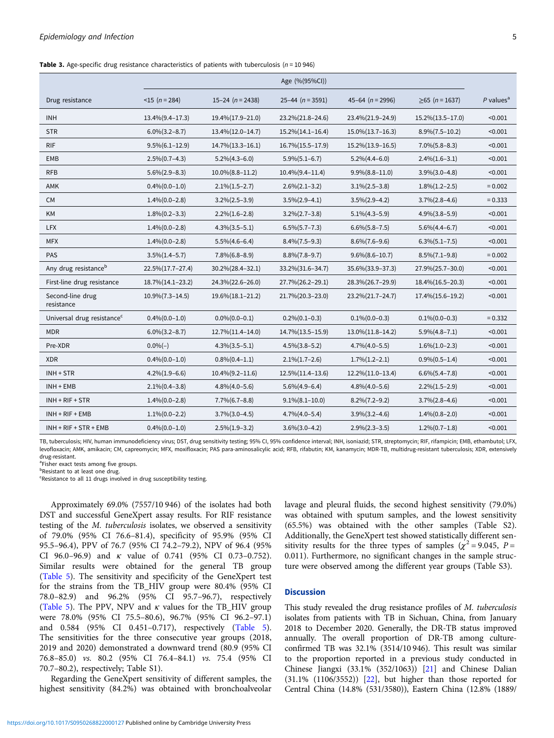**Table 3.** Age-specific drug resistance characteristics of patients with tuberculosis (*n* = 10 946)

| Drug resistance | Age (%(95%CI)) | | | | | *P* values[a] |
|---|---|---|---|---|---|---|
| | <15 (*n* = 284) | 15–24 (*n* = 2438) | 25–44 (*n* = 3591) | 45–64 (*n* = 2996) | ≥65 (*n* = 1637) | |
| INH | 13.4%(9.4–17.3) | 19.4%(17.9–21.0) | 23.2%(21.8–24.6) | 23.4%(21.9–24.9) | 15.2%(13.5–17.0) | <0.001 |
| STR | 6.0%(3.2–8.7) | 13.4%(12.0–14.7) | 15.2%(14.1–16.4) | 15.0%(13.7–16.3) | 8.9%(7.5–10.2) | <0.001 |
| RIF | 9.5%(6.1–12.9) | 14.7%(13.3–16.1) | 16.7%(15.5–17.9) | 15.2%(13.9–16.5) | 7.0%(5.8–8.3) | <0.001 |
| EMB | 2.5%(0.7–4.3) | 5.2%(4.3–6.0) | 5.9%(5.1–6.7) | 5.2%(4.4–6.0) | 2.4%(1.6–3.1) | <0.001 |
| RFB | 5.6%(2.9–8.3) | 10.0%(8.8–11.2) | 10.4%(9.4–11.4) | 9.9%(8.8–11.0) | 3.9%(3.0–4.8) | <0.001 |
| AMK | 0.4%(0.0–1.0) | 2.1%(1.5–2.7) | 2.6%(2.1–3.2) | 3.1%(2.5–3.8) | 1.8%(1.2–2.5) | = 0.002 |
| CM | 1.4%(0.0–2.8) | 3.2%(2.5–3.9) | 3.5%(2.9–4.1) | 3.5%(2.9–4.2) | 3.7%(2.8–4.6) | = 0.333 |
| KM | 1.8%(0.2–3.3) | 2.2%(1.6–2.8) | 3.2%(2.7–3.8) | 5.1%(4.3–5.9) | 4.9%(3.8–5.9) | <0.001 |
| LFX | 1.4%(0.0–2.8) | 4.3%(3.5–5.1) | 6.5%(5.7–7.3) | 6.6%(5.8–7.5) | 5.6%(4.4–6.7) | <0.001 |
| MFX | 1.4%(0.0–2.8) | 5.5%(4.6–6.4) | 8.4%(7.5–9.3) | 8.6%(7.6–9.6) | 6.3%(5.1–7.5) | <0.001 |
| PAS | 3.5%(1.4–5.7) | 7.8%(6.8–8.9) | 8.8%(7.8–9.7) | 9.6%(8.6–10.7) | 8.5%(7.1–9.8) | = 0.002 |
| Any drug resistance[b] | 22.5%(17.7–27.4) | 30.2%(28.4–32.1) | 33.2%(31.6–34.7) | 35.6%(33.9–37.3) | 27.9%(25.7–30.0) | <0.001 |
| First-line drug resistance | 18.7%(14.1–23.2) | 24.3%(22.6–26.0) | 27.7%(26.2–29.1) | 28.3%(26.7–29.9) | 18.4%(16.5–20.3) | <0.001 |
| Second-line drug resistance | 10.9%(7.3–14.5) | 19.6%(18.1–21.2) | 21.7%(20.3–23.0) | 23.2%(21.7–24.7) | 17.4%(15.6–19.2) | <0.001 |
| Universal drug resistance[c] | 0.4%(0.0–1.0) | 0.0%(0.0–0.1) | 0.2%(0.1–0.3) | 0.1%(0.0–0.3) | 0.1%(0.0–0.3) | = 0.332 |
| MDR | 6.0%(3.2–8.7) | 12.7%(11.4–14.0) | 14.7%(13.5–15.9) | 13.0%(11.8–14.2) | 5.9%(4.8–7.1) | <0.001 |
| Pre-XDR | 0.0%(–) | 4.3%(3.5–5.1) | 4.5%(3.8–5.2) | 4.7%(4.0–5.5) | 1.6%(1.0–2.3) | <0.001 |
| XDR | 0.4%(0.0–1.0) | 0.8%(0.4–1.1) | 2.1%(1.7–2.6) | 1.7%(1.2–2.1) | 0.9%(0.5–1.4) | <0.001 |
| INH + STR | 4.2%(1.9–6.6) | 10.4%(9.2–11.6) | 12.5%(11.4–13.6) | 12.2%(11.0–13.4) | 6.6%(5.4–7.8) | <0.001 |
| INH + EMB | 2.1%(0.4–3.8) | 4.8%(4.0–5.6) | 5.6%(4.9–6.4) | 4.8%(4.0–5.6) | 2.2%(1.5–2.9) | <0.001 |
| INH + RIF + STR | 1.4%(0.0–2.8) | 7.7%(6.7–8.8) | 9.1%(8.1–10.0) | 8.2%(7.2–9.2) | 3.7%(2.8–4.6) | <0.001 |
| INH + RIF + EMB | 1.1%(0.0–2.2) | 3.7%(3.0–4.5) | 4.7%(4.0–5.4) | 3.9%(3.2–4.6) | 1.4%(0.8–2.0) | <0.001 |
| INH + RIF + STR + EMB | 0.4%(0.0–1.0) | 2.5%(1.9–3.2) | 3.6%(3.0–4.2) | 2.9%(2.3–3.5) | 1.2%(0.7–1.8) | <0.001 |

TB, tuberculosis; HIV, human immunodeficiency virus; DST, drug sensitivity testing; 95% CI, 95% confidence interval; INH, isoniazid; STR, streptomycin; RIF, rifampicin; EMB, ethambutol; LFX, levofloxacin; AMK, amikacin; CM, capreomycin; MFX, moxifloxacin; PAS para-aminosalicylic acid; RFB, rifabutin; KM, kanamycin; MDR-TB, multidrug-resistant tuberculosis; XDR, extensively drug-resistant.
[a]Fisher exact tests among five groups.
[b]Resistant to at least one drug.
[c]Resistance to all 11 drugs involved in drug susceptibility testing.

Approximately 69.0% (7557/10 946) of the isolates had both DST and successful GeneXpert assay results. For RIF resistance testing of the *M. tuberculosis* isolates, we observed a sensitivity of 79.0% (95% CI 76.6–81.4), specificity of 95.9% (95% CI 95.5–96.4), PPV of 76.7 (95% CI 74.2–79.2), NPV of 96.4 (95% CI 96.0–96.9) and κ value of 0.741 (95% CI 0.73–0.752). Similar results were obtained for the general TB group (Table 5). The sensitivity and specificity of the GeneXpert test for the strains from the TB_HIV group were 80.4% (95% CI 78.0–82.9) and 96.2% (95% CI 95.7–96.7), respectively (Table 5). The PPV, NPV and κ values for the TB_HIV group were 78.0% (95% CI 75.5–80.6), 96.7% (95% CI 96.2–97.1) and 0.584 (95% CI 0.451–0.717), respectively (Table 5). The sensitivities for the three consecutive year groups (2018, 2019 and 2020) demonstrated a downward trend (80.9 (95% CI 76.8–85.0) *vs.* 80.2 (95% CI 76.4–84.1) *vs.* 75.4 (95% CI 70.7–80.2), respectively; Table S1).

Regarding the GeneXpert sensitivity of different samples, the highest sensitivity (84.2%) was obtained with bronchoalveolar lavage and pleural fluids, the second highest sensitivity (79.0%) was obtained with sputum samples, and the lowest sensitivity (65.5%) was obtained with the other samples (Table S2). Additionally, the GeneXpert test showed statistically different sensitivity results for the three types of samples ($\chi^2 = 9.045$, $P = 0.011$). Furthermore, no significant changes in the sample structure were observed among the different year groups (Table S3).

## Discussion

This study revealed the drug resistance profiles of *M. tuberculosis* isolates from patients with TB in Sichuan, China, from January 2018 to December 2020. Generally, the DR-TB status improved annually. The overall proportion of DR-TB among culture-confirmed TB was 32.1% (3514/10 946). This result was similar to the proportion reported in a previous study conducted in Chinese Jiangxi (33.1% (352/1063)) [21] and Chinese Dalian (31.1% (1106/3552)) [22], but higher than those reported for Central China (14.8% (531/3580)), Eastern China (12.8% (1889/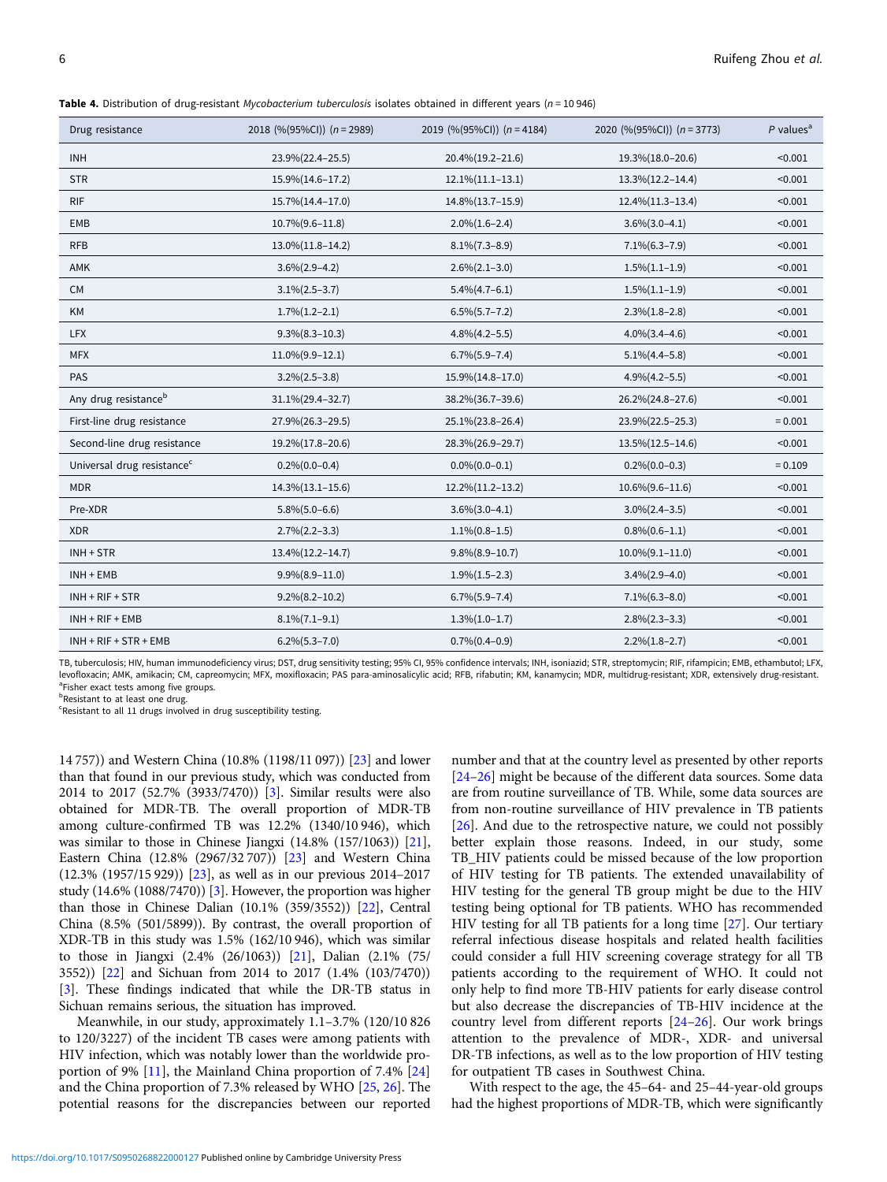**Table 4.** Distribution of drug-resistant *Mycobacterium tuberculosis* isolates obtained in different years (*n* = 10 946)

| Drug resistance | 2018 (%(95%CI)) (*n* = 2989) | 2019 (%(95%CI)) (*n* = 4184) | 2020 (%(95%CI)) (*n* = 3773) | *P* values[a] |
|---|---|---|---|---|
| INH | 23.9%(22.4–25.5) | 20.4%(19.2–21.6) | 19.3%(18.0–20.6) | <0.001 |
| STR | 15.9%(14.6–17.2) | 12.1%(11.1–13.1) | 13.3%(12.2–14.4) | <0.001 |
| RIF | 15.7%(14.4–17.0) | 14.8%(13.7–15.9) | 12.4%(11.3–13.4) | <0.001 |
| EMB | 10.7%(9.6–11.8) | 2.0%(1.6–2.4) | 3.6%(3.0–4.1) | <0.001 |
| RFB | 13.0%(11.8–14.2) | 8.1%(7.3–8.9) | 7.1%(6.3–7.9) | <0.001 |
| AMK | 3.6%(2.9–4.2) | 2.6%(2.1–3.0) | 1.5%(1.1–1.9) | <0.001 |
| CM | 3.1%(2.5–3.7) | 5.4%(4.7–6.1) | 1.5%(1.1–1.9) | <0.001 |
| KM | 1.7%(1.2–2.1) | 6.5%(5.7–7.2) | 2.3%(1.8–2.8) | <0.001 |
| LFX | 9.3%(8.3–10.3) | 4.8%(4.2–5.5) | 4.0%(3.4–4.6) | <0.001 |
| MFX | 11.0%(9.9–12.1) | 6.7%(5.9–7.4) | 5.1%(4.4–5.8) | <0.001 |
| PAS | 3.2%(2.5–3.8) | 15.9%(14.8–17.0) | 4.9%(4.2–5.5) | <0.001 |
| Any drug resistance[b] | 31.1%(29.4–32.7) | 38.2%(36.7–39.6) | 26.2%(24.8–27.6) | <0.001 |
| First-line drug resistance | 27.9%(26.3–29.5) | 25.1%(23.8–26.4) | 23.9%(22.5–25.3) | = 0.001 |
| Second-line drug resistance | 19.2%(17.8–20.6) | 28.3%(26.9–29.7) | 13.5%(12.5–14.6) | <0.001 |
| Universal drug resistance[c] | 0.2%(0.0–0.4) | 0.0%(0.0–0.1) | 0.2%(0.0–0.3) | = 0.109 |
| MDR | 14.3%(13.1–15.6) | 12.2%(11.2–13.2) | 10.6%(9.6–11.6) | <0.001 |
| Pre-XDR | 5.8%(5.0–6.6) | 3.6%(3.0–4.1) | 3.0%(2.4–3.5) | <0.001 |
| XDR | 2.7%(2.2–3.3) | 1.1%(0.8–1.5) | 0.8%(0.6–1.1) | <0.001 |
| INH + STR | 13.4%(12.2–14.7) | 9.8%(8.9–10.7) | 10.0%(9.1–11.0) | <0.001 |
| INH + EMB | 9.9%(8.9–11.0) | 1.9%(1.5–2.3) | 3.4%(2.9–4.0) | <0.001 |
| INH + RIF + STR | 9.2%(8.2–10.2) | 6.7%(5.9–7.4) | 7.1%(6.3–8.0) | <0.001 |
| INH + RIF + EMB | 8.1%(7.1–9.1) | 1.3%(1.0–1.7) | 2.8%(2.3–3.3) | <0.001 |
| INH + RIF + STR + EMB | 6.2%(5.3–7.0) | 0.7%(0.4–0.9) | 2.2%(1.8–2.7) | <0.001 |

TB, tuberculosis; HIV, human immunodeficiency virus; DST, drug sensitivity testing; 95% CI, 95% confidence intervals; INH, isoniazid; STR, streptomycin; RIF, rifampicin; EMB, ethambutol; LFX, levofloxacin; AMK, amikacin; CM, capreomycin; MFX, moxifloxacin; PAS para-aminosalicylic acid; RFB, rifabutin; KM, kanamycin; MDR, multidrug-resistant; XDR, extensively drug-resistant.
[a]Fisher exact tests among five groups.
[b]Resistant to at least one drug.
[c]Resistant to all 11 drugs involved in drug susceptibility testing.

14 757)) and Western China (10.8% (1198/11 097)) [23] and lower than that found in our previous study, which was conducted from 2014 to 2017 (52.7% (3933/7470)) [3]. Similar results were also obtained for MDR-TB. The overall proportion of MDR-TB among culture-confirmed TB was 12.2% (1340/10 946), which was similar to those in Chinese Jiangxi (14.8% (157/1063)) [21], Eastern China (12.8% (2967/32 707)) [23] and Western China (12.3% (1957/15 929)) [23], as well as in our previous 2014–2017 study (14.6% (1088/7470)) [3]. However, the proportion was higher than those in Chinese Dalian (10.1% (359/3552)) [22], Central China (8.5% (501/5899)). By contrast, the overall proportion of XDR-TB in this study was 1.5% (162/10 946), which was similar to those in Jiangxi (2.4% (26/1063)) [21], Dalian (2.1% (75/3552)) [22] and Sichuan from 2014 to 2017 (1.4% (103/7470)) [3]. These findings indicated that while the DR-TB status in Sichuan remains serious, the situation has improved.

Meanwhile, in our study, approximately 1.1–3.7% (120/10 826 to 120/3227) of the incident TB cases were among patients with HIV infection, which was notably lower than the worldwide proportion of 9% [11], the Mainland China proportion of 7.4% [24] and the China proportion of 7.3% released by WHO [25, 26]. The potential reasons for the discrepancies between our reported number and that at the country level as presented by other reports [24–26] might be because of the different data sources. Some data are from routine surveillance of TB. While, some data sources are from non-routine surveillance of HIV prevalence in TB patients [26]. And due to the retrospective nature, we could not possibly better explain those reasons. Indeed, in our study, some TB_HIV patients could be missed because of the low proportion of HIV testing for TB patients. The extended unavailability of HIV testing for the general TB group might be due to the HIV testing being optional for TB patients. WHO has recommended HIV testing for all TB patients for a long time [27]. Our tertiary referral infectious disease hospitals and related health facilities could consider a full HIV screening coverage strategy for all TB patients according to the requirement of WHO. It could not only help to find more TB-HIV patients for early disease control but also decrease the discrepancies of TB-HIV incidence at the country level from different reports [24–26]. Our work brings attention to the prevalence of MDR-, XDR- and universal DR-TB infections, as well as to the low proportion of HIV testing for outpatient TB cases in Southwest China.

With respect to the age, the 45–64- and 25–44-year-old groups had the highest proportions of MDR-TB, which were significantly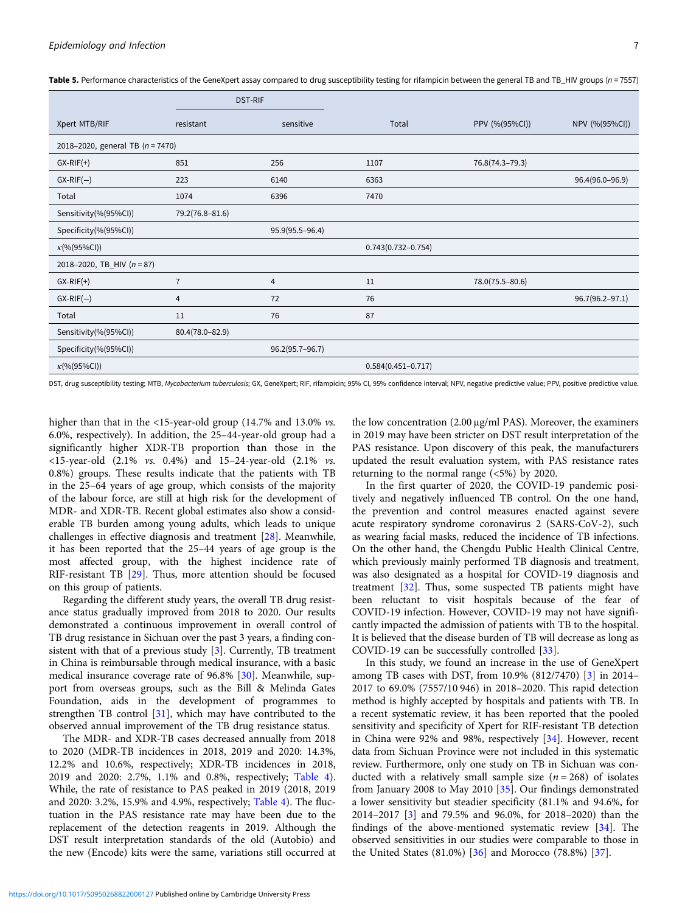**Table 5.** Performance characteristics of the GeneXpert assay compared to drug susceptibility testing for rifampicin between the general TB and TB_HIV groups ($n$ = 7557)

| | DST-RIF | | | | |
|---|---|---|---|---|---|
| Xpert MTB/RIF | resistant | sensitive | Total | PPV (%(95%CI)) | NPV (%(95%CI)) |
| 2018–2020, general TB ($n$ = 7470) | | | | | |
| GX-RIF(+) | 851 | 256 | 1107 | 76.8(74.3–79.3) | |
| GX-RIF(−) | 223 | 6140 | 6363 | | 96.4(96.0–96.9) |
| Total | 1074 | 6396 | 7470 | | |
| Sensitivity(%(95%CI)) | 79.2(76.8–81.6) | | | | |
| Specificity(%(95%CI)) | | 95.9(95.5–96.4) | | | |
| $\kappa$(%(95%CI)) | | | 0.743(0.732–0.754) | | |
| 2018–2020, TB_HIV ($n$ = 87) | | | | | |
| GX-RIF(+) | 7 | 4 | 11 | 78.0(75.5–80.6) | |
| GX-RIF(−) | 4 | 72 | 76 | | 96.7(96.2–97.1) |
| Total | 11 | 76 | 87 | | |
| Sensitivity(%(95%CI)) | 80.4(78.0–82.9) | | | | |
| Specificity(%(95%CI)) | | 96.2(95.7–96.7) | | | |
| $\kappa$(%(95%CI)) | | | 0.584(0.451–0.717) | | |

DST, drug susceptibility testing; MTB, *Mycobacterium tuberculosis*; GX, GeneXpert; RIF, rifampicin; 95% CI, 95% confidence interval; NPV, negative predictive value; PPV, positive predictive value.

higher than that in the <15-year-old group (14.7% and 13.0% *vs.* 6.0%, respectively). In addition, the 25–44-year-old group had a significantly higher XDR-TB proportion than those in the <15-year-old (2.1% *vs.* 0.4%) and 15–24-year-old (2.1% *vs.* 0.8%) groups. These results indicate that the patients with TB in the 25–64 years of age group, which consists of the majority of the labour force, are still at high risk for the development of MDR- and XDR-TB. Recent global estimates also show a considerable TB burden among young adults, which leads to unique challenges in effective diagnosis and treatment [28]. Meanwhile, it has been reported that the 25–44 years of age group is the most affected group, with the highest incidence rate of RIF-resistant TB [29]. Thus, more attention should be focused on this group of patients.

Regarding the different study years, the overall TB drug resistance status gradually improved from 2018 to 2020. Our results demonstrated a continuous improvement in overall control of TB drug resistance in Sichuan over the past 3 years, a finding consistent with that of a previous study [3]. Currently, TB treatment in China is reimbursable through medical insurance, with a basic medical insurance coverage rate of 96.8% [30]. Meanwhile, support from overseas groups, such as the Bill & Melinda Gates Foundation, aids in the development of programmes to strengthen TB control [31], which may have contributed to the observed annual improvement of the TB drug resistance status.

The MDR- and XDR-TB cases decreased annually from 2018 to 2020 (MDR-TB incidences in 2018, 2019 and 2020: 14.3%, 12.2% and 10.6%, respectively; XDR-TB incidences in 2018, 2019 and 2020: 2.7%, 1.1% and 0.8%, respectively; Table 4). While, the rate of resistance to PAS peaked in 2019 (2018, 2019 and 2020: 3.2%, 15.9% and 4.9%, respectively; Table 4). The fluctuation in the PAS resistance rate may have been due to the replacement of the detection reagents in 2019. Although the DST result interpretation standards of the old (Autobio) and the new (Encode) kits were the same, variations still occurred at the low concentration (2.00 μg/ml PAS). Moreover, the examiners in 2019 may have been stricter on DST result interpretation of the PAS resistance. Upon discovery of this peak, the manufacturers updated the result evaluation system, with PAS resistance rates returning to the normal range (<5%) by 2020.

In the first quarter of 2020, the COVID-19 pandemic positively and negatively influenced TB control. On the one hand, the prevention and control measures enacted against severe acute respiratory syndrome coronavirus 2 (SARS-CoV-2), such as wearing facial masks, reduced the incidence of TB infections. On the other hand, the Chengdu Public Health Clinical Centre, which previously mainly performed TB diagnosis and treatment, was also designated as a hospital for COVID-19 diagnosis and treatment [32]. Thus, some suspected TB patients might have been reluctant to visit hospitals because of the fear of COVID-19 infection. However, COVID-19 may not have significantly impacted the admission of patients with TB to the hospital. It is believed that the disease burden of TB will decrease as long as COVID-19 can be successfully controlled [33].

In this study, we found an increase in the use of GeneXpert among TB cases with DST, from 10.9% (812/7470) [3] in 2014–2017 to 69.0% (7557/10 946) in 2018–2020. This rapid detection method is highly accepted by hospitals and patients with TB. In a recent systematic review, it has been reported that the pooled sensitivity and specificity of Xpert for RIF-resistant TB detection in China were 92% and 98%, respectively [34]. However, recent data from Sichuan Province were not included in this systematic review. Furthermore, only one study on TB in Sichuan was conducted with a relatively small sample size ($n$ = 268) of isolates from January 2008 to May 2010 [35]. Our findings demonstrated a lower sensitivity but steadier specificity (81.1% and 94.6%, for 2014–2017 [3] and 79.5% and 96.0%, for 2018–2020) than the findings of the above-mentioned systematic review [34]. The observed sensitivities in our studies were comparable to those in the United States (81.0%) [36] and Morocco (78.8%) [37].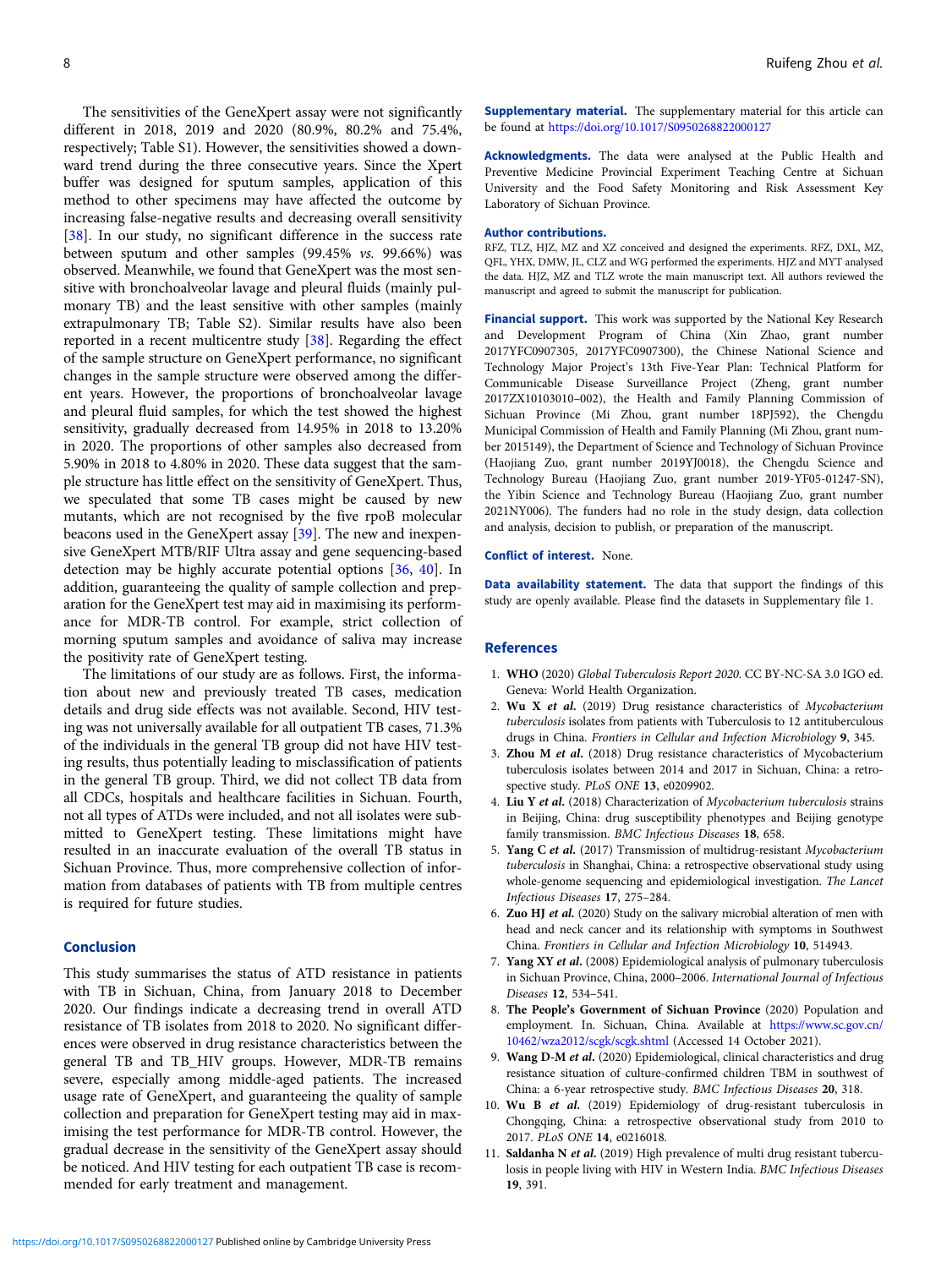The sensitivities of the GeneXpert assay were not significantly different in 2018, 2019 and 2020 (80.9%, 80.2% and 75.4%, respectively; Table S1). However, the sensitivities showed a downward trend during the three consecutive years. Since the Xpert buffer was designed for sputum samples, application of this method to other specimens may have affected the outcome by increasing false-negative results and decreasing overall sensitivity [38]. In our study, no significant difference in the success rate between sputum and other samples (99.45% *vs.* 99.66%) was observed. Meanwhile, we found that GeneXpert was the most sensitive with bronchoalveolar lavage and pleural fluids (mainly pulmonary TB) and the least sensitive with other samples (mainly extrapulmonary TB; Table S2). Similar results have also been reported in a recent multicentre study [38]. Regarding the effect of the sample structure on GeneXpert performance, no significant changes in the sample structure were observed among the different years. However, the proportions of bronchoalveolar lavage and pleural fluid samples, for which the test showed the highest sensitivity, gradually decreased from 14.95% in 2018 to 13.20% in 2020. The proportions of other samples also decreased from 5.90% in 2018 to 4.80% in 2020. These data suggest that the sample structure has little effect on the sensitivity of GeneXpert. Thus, we speculated that some TB cases might be caused by new mutants, which are not recognised by the five rpoB molecular beacons used in the GeneXpert assay [39]. The new and inexpensive GeneXpert MTB/RIF Ultra assay and gene sequencing-based detection may be highly accurate potential options [36, 40]. In addition, guaranteeing the quality of sample collection and preparation for the GeneXpert test may aid in maximising its performance for MDR-TB control. For example, strict collection of morning sputum samples and avoidance of saliva may increase the positivity rate of GeneXpert testing.

The limitations of our study are as follows. First, the information about new and previously treated TB cases, medication details and drug side effects was not available. Second, HIV testing was not universally available for all outpatient TB cases, 71.3% of the individuals in the general TB group did not have HIV testing results, thus potentially leading to misclassification of patients in the general TB group. Third, we did not collect TB data from all CDCs, hospitals and healthcare facilities in Sichuan. Fourth, not all types of ATDs were included, and not all isolates were submitted to GeneXpert testing. These limitations might have resulted in an inaccurate evaluation of the overall TB status in Sichuan Province. Thus, more comprehensive collection of information from databases of patients with TB from multiple centres is required for future studies.

## Conclusion

This study summarises the status of ATD resistance in patients with TB in Sichuan, China, from January 2018 to December 2020. Our findings indicate a decreasing trend in overall ATD resistance of TB isolates from 2018 to 2020. No significant differences were observed in drug resistance characteristics between the general TB and TB_HIV groups. However, MDR-TB remains severe, especially among middle-aged patients. The increased usage rate of GeneXpert, and guaranteeing the quality of sample collection and preparation for GeneXpert testing may aid in maximising the test performance for MDR-TB control. However, the gradual decrease in the sensitivity of the GeneXpert assay should be noticed. And HIV testing for each outpatient TB case is recommended for early treatment and management.

**Supplementary material.** The supplementary material for this article can be found at https://doi.org/10.1017/S0950268822000127

**Acknowledgments.** The data were analysed at the Public Health and Preventive Medicine Provincial Experiment Teaching Centre at Sichuan University and the Food Safety Monitoring and Risk Assessment Key Laboratory of Sichuan Province.

**Author contributions.**
RFZ, TLZ, HJZ, MZ and XZ conceived and designed the experiments. RFZ, DXL, MZ, QFL, YHX, DMW, JL, CLZ and WG performed the experiments. HJZ and MYT analysed the data. HJZ, MZ and TLZ wrote the main manuscript text. All authors reviewed the manuscript and agreed to submit the manuscript for publication.

**Financial support.** This work was supported by the National Key Research and Development Program of China (Xin Zhao, grant number 2017YFC0907305, 2017YFC0907300), the Chinese National Science and Technology Major Project's 13th Five-Year Plan: Technical Platform for Communicable Disease Surveillance Project (Zheng, grant number 2017ZX10103010–002), the Health and Family Planning Commission of Sichuan Province (Mi Zhou, grant number 18PJ592), the Chengdu Municipal Commission of Health and Family Planning (Mi Zhou, grant number 2015149), the Department of Science and Technology of Sichuan Province (Haojiang Zuo, grant number 2019YJ0018), the Chengdu Science and Technology Bureau (Haojiang Zuo, grant number 2019-YF05-01247-SN), the Yibin Science and Technology Bureau (Haojiang Zuo, grant number 2021NY006). The funders had no role in the study design, data collection and analysis, decision to publish, or preparation of the manuscript.

**Conflict of interest.** None.

**Data availability statement.** The data that support the findings of this study are openly available. Please find the datasets in Supplementary file 1.

## References

1. **WHO** (2020) *Global Tuberculosis Report 2020*. CC BY-NC-SA 3.0 IGO ed. Geneva: World Health Organization.
2. **Wu X *et al.*** (2019) Drug resistance characteristics of *Mycobacterium tuberculosis* isolates from patients with Tuberculosis to 12 antituberculous drugs in China. *Frontiers in Cellular and Infection Microbiology* **9**, 345.
3. **Zhou M *et al.*** (2018) Drug resistance characteristics of Mycobacterium tuberculosis isolates between 2014 and 2017 in Sichuan, China: a retrospective study. *PLoS ONE* **13**, e0209902.
4. **Liu Y *et al.*** (2018) Characterization of *Mycobacterium tuberculosis* strains in Beijing, China: drug susceptibility phenotypes and Beijing genotype family transmission. *BMC Infectious Diseases* **18**, 658.
5. **Yang C *et al.*** (2017) Transmission of multidrug-resistant *Mycobacterium tuberculosis* in Shanghai, China: a retrospective observational study using whole-genome sequencing and epidemiological investigation. *The Lancet Infectious Diseases* **17**, 275–284.
6. **Zuo HJ *et al.*** (2020) Study on the salivary microbial alteration of men with head and neck cancer and its relationship with symptoms in Southwest China. *Frontiers in Cellular and Infection Microbiology* **10**, 514943.
7. **Yang XY *et al.*** (2008) Epidemiological analysis of pulmonary tuberculosis in Sichuan Province, China, 2000–2006. *International Journal of Infectious Diseases* **12**, 534–541.
8. **The People's Government of Sichuan Province** (2020) Population and employment. In. Sichuan, China. Available at https://www.sc.gov.cn/10462/wza2012/scgk/scgk.shtml (Accessed 14 October 2021).
9. **Wang D-M *et al.*** (2020) Epidemiological, clinical characteristics and drug resistance situation of culture-confirmed children TBM in southwest of China: a 6-year retrospective study. *BMC Infectious Diseases* **20**, 318.
10. **Wu B *et al.*** (2019) Epidemiology of drug-resistant tuberculosis in Chongqing, China: a retrospective observational study from 2010 to 2017. *PLoS ONE* **14**, e0216018.
11. **Saldanha N *et al.*** (2019) High prevalence of multi drug resistant tuberculosis in people living with HIV in Western India. *BMC Infectious Diseases* **19**, 391.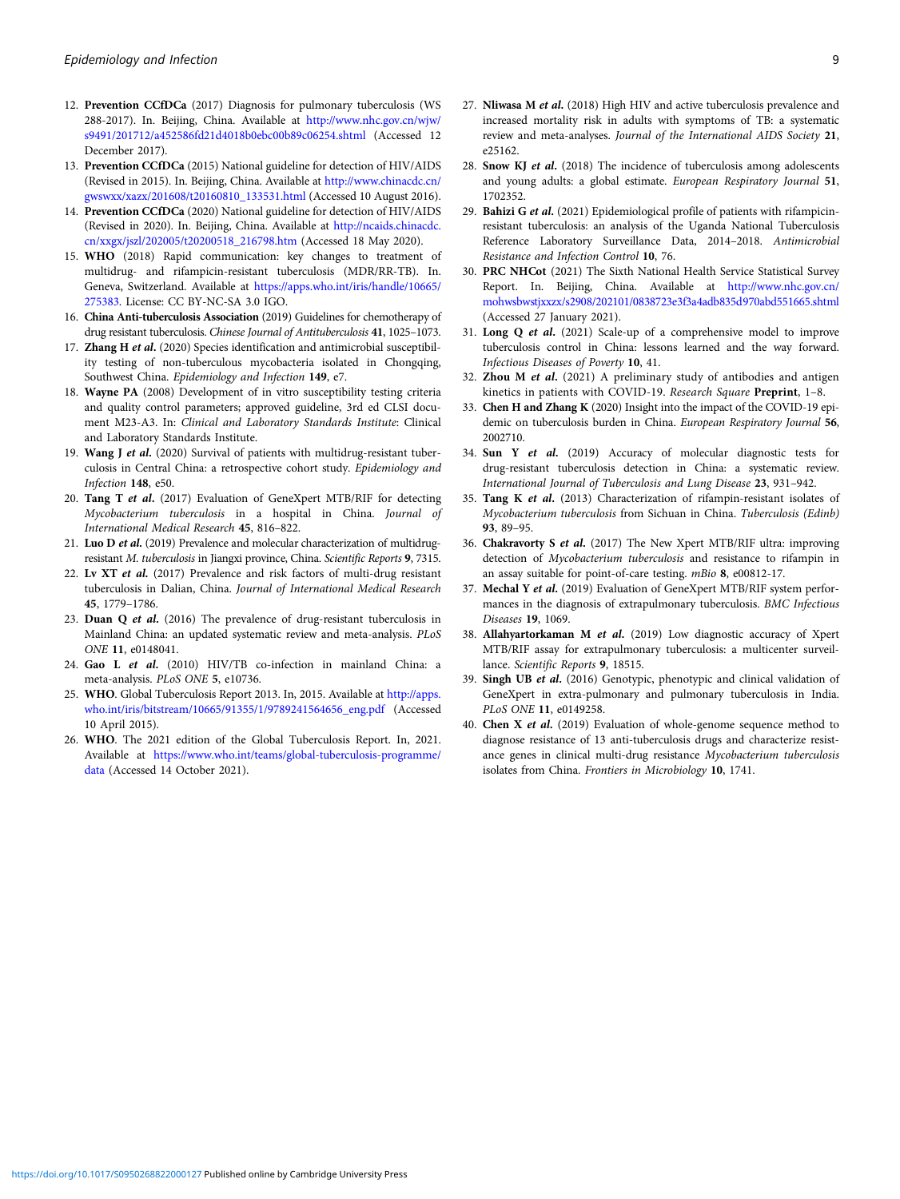12. **Prevention CCfDCa** (2017) Diagnosis for pulmonary tuberculosis (WS 288-2017). In. Beijing, China. Available at http://www.nhc.gov.cn/wjw/s9491/201712/a452586fd21d4018b0ebc00b89c06254.shtml (Accessed 12 December 2017).
13. **Prevention CCfDCa** (2015) National guideline for detection of HIV/AIDS (Revised in 2015). In. Beijing, China. Available at http://www.chinacdc.cn/gwswxx/xazx/201608/t20160810_133531.html (Accessed 10 August 2016).
14. **Prevention CCfDCa** (2020) National guideline for detection of HIV/AIDS (Revised in 2020). In. Beijing, China. Available at http://ncaids.chinacdc.cn/xxgx/jszl/202005/t20200518_216798.htm (Accessed 18 May 2020).
15. **WHO** (2018) Rapid communication: key changes to treatment of multidrug- and rifampicin-resistant tuberculosis (MDR/RR-TB). In. Geneva, Switzerland. Available at https://apps.who.int/iris/handle/10665/275383. License: CC BY-NC-SA 3.0 IGO.
16. **China Anti-tuberculosis Association** (2019) Guidelines for chemotherapy of drug resistant tuberculosis. *Chinese Journal of Antituberculosis* **41**, 1025–1073.
17. **Zhang H *et al.*** (2020) Species identification and antimicrobial susceptibility testing of non-tuberculous mycobacteria isolated in Chongqing, Southwest China. *Epidemiology and Infection* **149**, e7.
18. **Wayne PA** (2008) Development of in vitro susceptibility testing criteria and quality control parameters; approved guideline, 3rd ed CLSI document M23-A3. In: *Clinical and Laboratory Standards Institute*: Clinical and Laboratory Standards Institute.
19. **Wang J *et al.*** (2020) Survival of patients with multidrug-resistant tuberculosis in Central China: a retrospective cohort study. *Epidemiology and Infection* **148**, e50.
20. **Tang T *et al.*** (2017) Evaluation of GeneXpert MTB/RIF for detecting *Mycobacterium tuberculosis* in a hospital in China. *Journal of International Medical Research* **45**, 816–822.
21. **Luo D *et al.*** (2019) Prevalence and molecular characterization of multidrug-resistant *M. tuberculosis* in Jiangxi province, China. *Scientific Reports* **9**, 7315.
22. **Lv XT *et al.*** (2017) Prevalence and risk factors of multi-drug resistant tuberculosis in Dalian, China. *Journal of International Medical Research* **45**, 1779–1786.
23. **Duan Q *et al.*** (2016) The prevalence of drug-resistant tuberculosis in Mainland China: an updated systematic review and meta-analysis. *PLoS ONE* **11**, e0148041.
24. **Gao L *et al.*** (2010) HIV/TB co-infection in mainland China: a meta-analysis. *PLoS ONE* **5**, e10736.
25. **WHO**. Global Tuberculosis Report 2013. In, 2015. Available at http://apps.who.int/iris/bitstream/10665/91355/1/9789241564656_eng.pdf (Accessed 10 April 2015).
26. **WHO**. The 2021 edition of the Global Tuberculosis Report. In, 2021. Available at https://www.who.int/teams/global-tuberculosis-programme/data (Accessed 14 October 2021).
27. **Nliwasa M *et al.*** (2018) High HIV and active tuberculosis prevalence and increased mortality risk in adults with symptoms of TB: a systematic review and meta-analyses. *Journal of the International AIDS Society* **21**, e25162.
28. **Snow KJ *et al.*** (2018) The incidence of tuberculosis among adolescents and young adults: a global estimate. *European Respiratory Journal* **51**, 1702352.
29. **Bahizi G *et al.*** (2021) Epidemiological profile of patients with rifampicin-resistant tuberculosis: an analysis of the Uganda National Tuberculosis Reference Laboratory Surveillance Data, 2014–2018. *Antimicrobial Resistance and Infection Control* **10**, 76.
30. **PRC NHCot** (2021) The Sixth National Health Service Statistical Survey Report. In. Beijing, China. Available at http://www.nhc.gov.cn/mohwsbwstjxxzx/s2908/202101/0838723e3f3a4adb835d970abd551665.shtml (Accessed 27 January 2021).
31. **Long Q *et al.*** (2021) Scale-up of a comprehensive model to improve tuberculosis control in China: lessons learned and the way forward. *Infectious Diseases of Poverty* **10**, 41.
32. **Zhou M *et al.*** (2021) A preliminary study of antibodies and antigen kinetics in patients with COVID-19. *Research Square* **Preprint**, 1–8.
33. **Chen H and Zhang K** (2020) Insight into the impact of the COVID-19 epidemic on tuberculosis burden in China. *European Respiratory Journal* **56**, 2002710.
34. **Sun Y *et al.*** (2019) Accuracy of molecular diagnostic tests for drug-resistant tuberculosis detection in China: a systematic review. *International Journal of Tuberculosis and Lung Disease* **23**, 931–942.
35. **Tang K *et al.*** (2013) Characterization of rifampin-resistant isolates of *Mycobacterium tuberculosis* from Sichuan in China. *Tuberculosis (Edinb)* **93**, 89–95.
36. **Chakravorty S *et al.*** (2017) The New Xpert MTB/RIF ultra: improving detection of *Mycobacterium tuberculosis* and resistance to rifampin in an assay suitable for point-of-care testing. *mBio* **8**, e00812-17.
37. **Mechal Y *et al.*** (2019) Evaluation of GeneXpert MTB/RIF system performances in the diagnosis of extrapulmonary tuberculosis. *BMC Infectious Diseases* **19**, 1069.
38. **Allahyartorkaman M *et al.*** (2019) Low diagnostic accuracy of Xpert MTB/RIF assay for extrapulmonary tuberculosis: a multicenter surveillance. *Scientific Reports* **9**, 18515.
39. **Singh UB *et al.*** (2016) Genotypic, phenotypic and clinical validation of GeneXpert in extra-pulmonary and pulmonary tuberculosis in India. *PLoS ONE* **11**, e0149258.
40. **Chen X *et al.*** (2019) Evaluation of whole-genome sequence method to diagnose resistance of 13 anti-tuberculosis drugs and characterize resistance genes in clinical multi-drug resistance *Mycobacterium tuberculosis* isolates from China. *Frontiers in Microbiology* **10**, 1741.